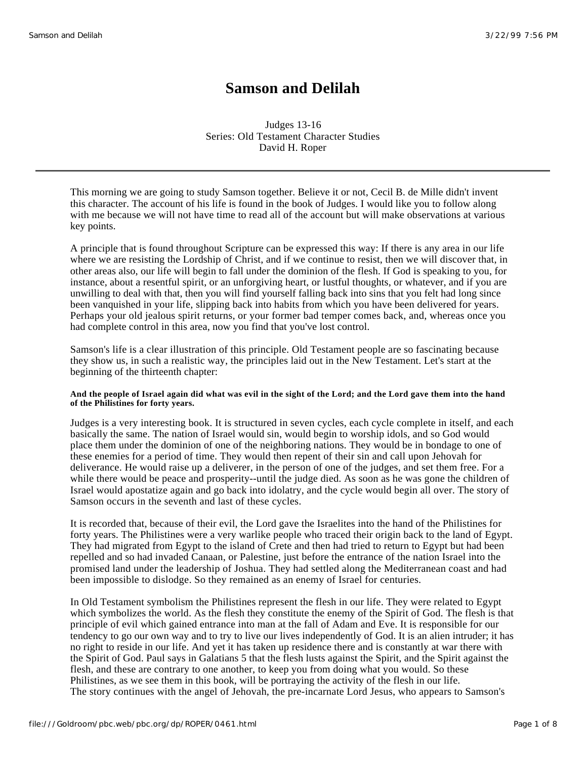# Samson and Delilah

Judges 13-16
Series: Old Testament Character Studies
David H. Roper

---

This morning we are going to study Samson together. Believe it or not, Cecil B. de Mille didn't invent this character. The account of his life is found in the book of Judges. I would like you to follow along with me because we will not have time to read all of the account but will make observations at various key points.

A principle that is found throughout Scripture can be expressed this way: If there is any area in our life where we are resisting the Lordship of Christ, and if we continue to resist, then we will discover that, in other areas also, our life will begin to fall under the dominion of the flesh. If God is speaking to you, for instance, about a resentful spirit, or an unforgiving heart, or lustful thoughts, or whatever, and if you are unwilling to deal with that, then you will find yourself falling back into sins that you felt had long since been vanquished in your life, slipping back into habits from which you have been delivered for years. Perhaps your old jealous spirit returns, or your former bad temper comes back, and, whereas once you had complete control in this area, now you find that you've lost control.

Samson's life is a clear illustration of this principle. Old Testament people are so fascinating because they show us, in such a realistic way, the principles laid out in the New Testament. Let's start at the beginning of the thirteenth chapter:

**And the people of Israel again did what was evil in the sight of the Lord; and the Lord gave them into the hand of the Philistines for forty years.**

Judges is a very interesting book. It is structured in seven cycles, each cycle complete in itself, and each basically the same. The nation of Israel would sin, would begin to worship idols, and so God would place them under the dominion of one of the neighboring nations. They would be in bondage to one of these enemies for a period of time. They would then repent of their sin and call upon Jehovah for deliverance. He would raise up a deliverer, in the person of one of the judges, and set them free. For a while there would be peace and prosperity--until the judge died. As soon as he was gone the children of Israel would apostatize again and go back into idolatry, and the cycle would begin all over. The story of Samson occurs in the seventh and last of these cycles.

It is recorded that, because of their evil, the Lord gave the Israelites into the hand of the Philistines for forty years. The Philistines were a very warlike people who traced their origin back to the land of Egypt. They had migrated from Egypt to the island of Crete and then had tried to return to Egypt but had been repelled and so had invaded Canaan, or Palestine, just before the entrance of the nation Israel into the promised land under the leadership of Joshua. They had settled along the Mediterranean coast and had been impossible to dislodge. So they remained as an enemy of Israel for centuries.

In Old Testament symbolism the Philistines represent the flesh in our life. They were related to Egypt which symbolizes the world. As the flesh they constitute the enemy of the Spirit of God. The flesh is that principle of evil which gained entrance into man at the fall of Adam and Eve. It is responsible for our tendency to go our own way and to try to live our lives independently of God. It is an alien intruder; it has no right to reside in our life. And yet it has taken up residence there and is constantly at war there with the Spirit of God. Paul says in Galatians 5 that the flesh lusts against the Spirit, and the Spirit against the flesh, and these are contrary to one another, to keep you from doing what you would. So these Philistines, as we see them in this book, will be portraying the activity of the flesh in our life.

The story continues with the angel of Jehovah, the pre-incarnate Lord Jesus, who appears to Samson's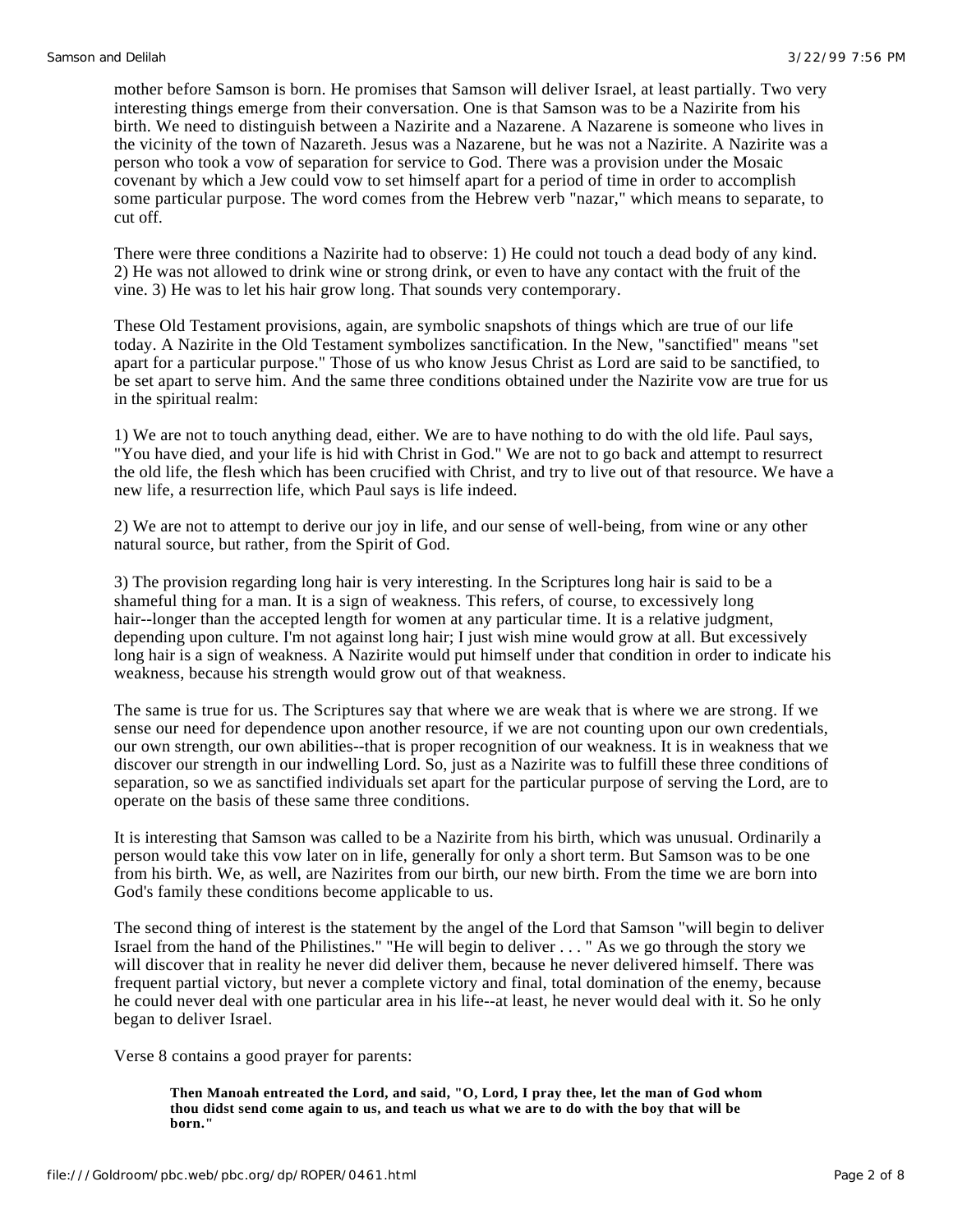mother before Samson is born. He promises that Samson will deliver Israel, at least partially. Two very interesting things emerge from their conversation. One is that Samson was to be a Nazirite from his birth. We need to distinguish between a Nazirite and a Nazarene. A Nazarene is someone who lives in the vicinity of the town of Nazareth. Jesus was a Nazarene, but he was not a Nazirite. A Nazirite was a person who took a vow of separation for service to God. There was a provision under the Mosaic covenant by which a Jew could vow to set himself apart for a period of time in order to accomplish some particular purpose. The word comes from the Hebrew verb "nazar," which means to separate, to cut off.

There were three conditions a Nazirite had to observe: 1) He could not touch a dead body of any kind. 2) He was not allowed to drink wine or strong drink, or even to have any contact with the fruit of the vine. 3) He was to let his hair grow long. That sounds very contemporary.

These Old Testament provisions, again, are symbolic snapshots of things which are true of our life today. A Nazirite in the Old Testament symbolizes sanctification. In the New, "sanctified" means "set apart for a particular purpose." Those of us who know Jesus Christ as Lord are said to be sanctified, to be set apart to serve him. And the same three conditions obtained under the Nazirite vow are true for us in the spiritual realm:

1) We are not to touch anything dead, either. We are to have nothing to do with the old life. Paul says, "You have died, and your life is hid with Christ in God." We are not to go back and attempt to resurrect the old life, the flesh which has been crucified with Christ, and try to live out of that resource. We have a new life, a resurrection life, which Paul says is life indeed.

2) We are not to attempt to derive our joy in life, and our sense of well-being, from wine or any other natural source, but rather, from the Spirit of God.

3) The provision regarding long hair is very interesting. In the Scriptures long hair is said to be a shameful thing for a man. It is a sign of weakness. This refers, of course, to excessively long hair--longer than the accepted length for women at any particular time. It is a relative judgment, depending upon culture. I'm not against long hair; I just wish mine would grow at all. But excessively long hair is a sign of weakness. A Nazirite would put himself under that condition in order to indicate his weakness, because his strength would grow out of that weakness.

The same is true for us. The Scriptures say that where we are weak that is where we are strong. If we sense our need for dependence upon another resource, if we are not counting upon our own credentials, our own strength, our own abilities--that is proper recognition of our weakness. It is in weakness that we discover our strength in our indwelling Lord. So, just as a Nazirite was to fulfill these three conditions of separation, so we as sanctified individuals set apart for the particular purpose of serving the Lord, are to operate on the basis of these same three conditions.

It is interesting that Samson was called to be a Nazirite from his birth, which was unusual. Ordinarily a person would take this vow later on in life, generally for only a short term. But Samson was to be one from his birth. We, as well, are Nazirites from our birth, our new birth. From the time we are born into God's family these conditions become applicable to us.

The second thing of interest is the statement by the angel of the Lord that Samson "will begin to deliver Israel from the hand of the Philistines." "He will begin to deliver . . . " As we go through the story we will discover that in reality he never did deliver them, because he never delivered himself. There was frequent partial victory, but never a complete victory and final, total domination of the enemy, because he could never deal with one particular area in his life--at least, he never would deal with it. So he only began to deliver Israel.

Verse 8 contains a good prayer for parents:

> **Then Manoah entreated the Lord, and said, "O, Lord, I pray thee, let the man of God whom thou didst send come again to us, and teach us what we are to do with the boy that will be born."**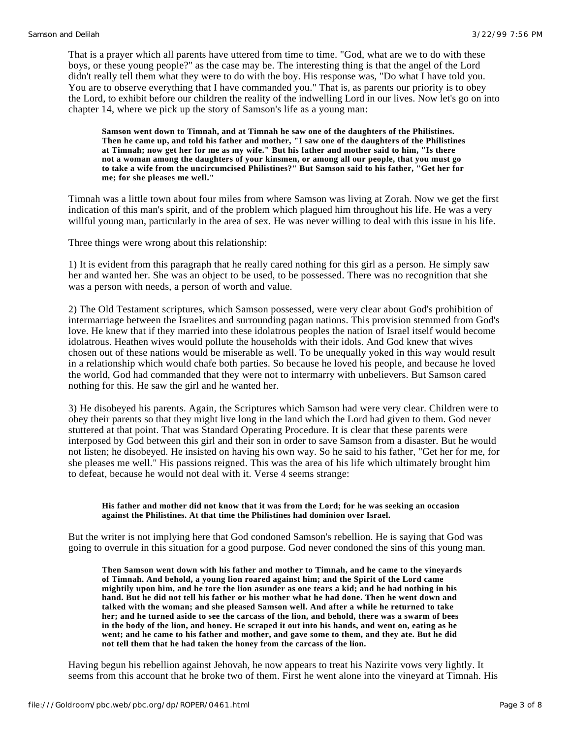That is a prayer which all parents have uttered from time to time. "God, what are we to do with these boys, or these young people?" as the case may be. The interesting thing is that the angel of the Lord didn't really tell them what they were to do with the boy. His response was, "Do what I have told you. You are to observe everything that I have commanded you." That is, as parents our priority is to obey the Lord, to exhibit before our children the reality of the indwelling Lord in our lives. Now let's go on into chapter 14, where we pick up the story of Samson's life as a young man:

> **Samson went down to Timnah, and at Timnah he saw one of the daughters of the Philistines. Then he came up, and told his father and mother, "I saw one of the daughters of the Philistines at Timnah; now get her for me as my wife." But his father and mother said to him, "Is there not a woman among the daughters of your kinsmen, or among all our people, that you must go to take a wife from the uncircumcised Philistines?" But Samson said to his father, "Get her for me; for she pleases me well."**

Timnah was a little town about four miles from where Samson was living at Zorah. Now we get the first indication of this man's spirit, and of the problem which plagued him throughout his life. He was a very willful young man, particularly in the area of sex. He was never willing to deal with this issue in his life.

Three things were wrong about this relationship:

1) It is evident from this paragraph that he really cared nothing for this girl as a person. He simply saw her and wanted her. She was an object to be used, to be possessed. There was no recognition that she was a person with needs, a person of worth and value.

2) The Old Testament scriptures, which Samson possessed, were very clear about God's prohibition of intermarriage between the Israelites and surrounding pagan nations. This provision stemmed from God's love. He knew that if they married into these idolatrous peoples the nation of Israel itself would become idolatrous. Heathen wives would pollute the households with their idols. And God knew that wives chosen out of these nations would be miserable as well. To be unequally yoked in this way would result in a relationship which would chafe both parties. So because he loved his people, and because he loved the world, God had commanded that they were not to intermarry with unbelievers. But Samson cared nothing for this. He saw the girl and he wanted her.

3) He disobeyed his parents. Again, the Scriptures which Samson had were very clear. Children were to obey their parents so that they might live long in the land which the Lord had given to them. God never stuttered at that point. That was Standard Operating Procedure. It is clear that these parents were interposed by God between this girl and their son in order to save Samson from a disaster. But he would not listen; he disobeyed. He insisted on having his own way. So he said to his father, "Get her for me, for she pleases me well." His passions reigned. This was the area of his life which ultimately brought him to defeat, because he would not deal with it. Verse 4 seems strange:

> **His father and mother did not know that it was from the Lord; for he was seeking an occasion against the Philistines. At that time the Philistines had dominion over Israel.**

But the writer is not implying here that God condoned Samson's rebellion. He is saying that God was going to overrule in this situation for a good purpose. God never condoned the sins of this young man.

> **Then Samson went down with his father and mother to Timnah, and he came to the vineyards of Timnah. And behold, a young lion roared against him; and the Spirit of the Lord came mightily upon him, and he tore the lion asunder as one tears a kid; and he had nothing in his hand. But he did not tell his father or his mother what he had done. Then he went down and talked with the woman; and she pleased Samson well. And after a while he returned to take her; and he turned aside to see the carcass of the lion, and behold, there was a swarm of bees in the body of the lion, and honey. He scraped it out into his hands, and went on, eating as he went; and he came to his father and mother, and gave some to them, and they ate. But he did not tell them that he had taken the honey from the carcass of the lion.**

Having begun his rebellion against Jehovah, he now appears to treat his Nazirite vows very lightly. It seems from this account that he broke two of them. First he went alone into the vineyard at Timnah. His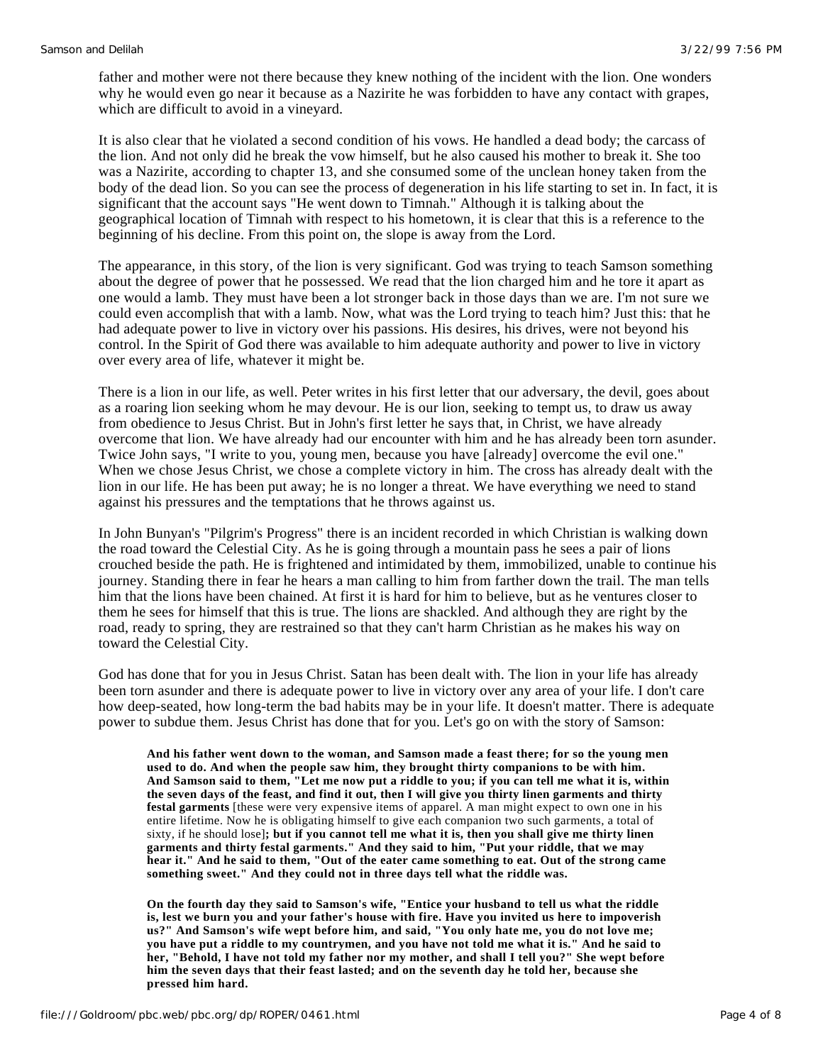father and mother were not there because they knew nothing of the incident with the lion. One wonders why he would even go near it because as a Nazirite he was forbidden to have any contact with grapes, which are difficult to avoid in a vineyard.

It is also clear that he violated a second condition of his vows. He handled a dead body; the carcass of the lion. And not only did he break the vow himself, but he also caused his mother to break it. She too was a Nazirite, according to chapter 13, and she consumed some of the unclean honey taken from the body of the dead lion. So you can see the process of degeneration in his life starting to set in. In fact, it is significant that the account says "He went down to Timnah." Although it is talking about the geographical location of Timnah with respect to his hometown, it is clear that this is a reference to the beginning of his decline. From this point on, the slope is away from the Lord.

The appearance, in this story, of the lion is very significant. God was trying to teach Samson something about the degree of power that he possessed. We read that the lion charged him and he tore it apart as one would a lamb. They must have been a lot stronger back in those days than we are. I'm not sure we could even accomplish that with a lamb. Now, what was the Lord trying to teach him? Just this: that he had adequate power to live in victory over his passions. His desires, his drives, were not beyond his control. In the Spirit of God there was available to him adequate authority and power to live in victory over every area of life, whatever it might be.

There is a lion in our life, as well. Peter writes in his first letter that our adversary, the devil, goes about as a roaring lion seeking whom he may devour. He is our lion, seeking to tempt us, to draw us away from obedience to Jesus Christ. But in John's first letter he says that, in Christ, we have already overcome that lion. We have already had our encounter with him and he has already been torn asunder. Twice John says, "I write to you, young men, because you have [already] overcome the evil one." When we chose Jesus Christ, we chose a complete victory in him. The cross has already dealt with the lion in our life. He has been put away; he is no longer a threat. We have everything we need to stand against his pressures and the temptations that he throws against us.

In John Bunyan's "Pilgrim's Progress" there is an incident recorded in which Christian is walking down the road toward the Celestial City. As he is going through a mountain pass he sees a pair of lions crouched beside the path. He is frightened and intimidated by them, immobilized, unable to continue his journey. Standing there in fear he hears a man calling to him from farther down the trail. The man tells him that the lions have been chained. At first it is hard for him to believe, but as he ventures closer to them he sees for himself that this is true. The lions are shackled. And although they are right by the road, ready to spring, they are restrained so that they can't harm Christian as he makes his way on toward the Celestial City.

God has done that for you in Jesus Christ. Satan has been dealt with. The lion in your life has already been torn asunder and there is adequate power to live in victory over any area of your life. I don't care how deep-seated, how long-term the bad habits may be in your life. It doesn't matter. There is adequate power to subdue them. Jesus Christ has done that for you. Let's go on with the story of Samson:

> **And his father went down to the woman, and Samson made a feast there; for so the young men used to do. And when the people saw him, they brought thirty companions to be with him. And Samson said to them, "Let me now put a riddle to you; if you can tell me what it is, within the seven days of the feast, and find it out, then I will give you thirty linen garments and thirty festal garments** [these were very expensive items of apparel. A man might expect to own one in his entire lifetime. Now he is obligating himself to give each companion two such garments, a total of sixty, if he should lose]**; but if you cannot tell me what it is, then you shall give me thirty linen garments and thirty festal garments." And they said to him, "Put your riddle, that we may hear it." And he said to them, "Out of the eater came something to eat. Out of the strong came something sweet." And they could not in three days tell what the riddle was.**
>
> **On the fourth day they said to Samson's wife, "Entice your husband to tell us what the riddle is, lest we burn you and your father's house with fire. Have you invited us here to impoverish us?" And Samson's wife wept before him, and said, "You only hate me, you do not love me; you have put a riddle to my countrymen, and you have not told me what it is." And he said to her, "Behold, I have not told my father nor my mother, and shall I tell you?" She wept before him the seven days that their feast lasted; and on the seventh day he told her, because she pressed him hard.**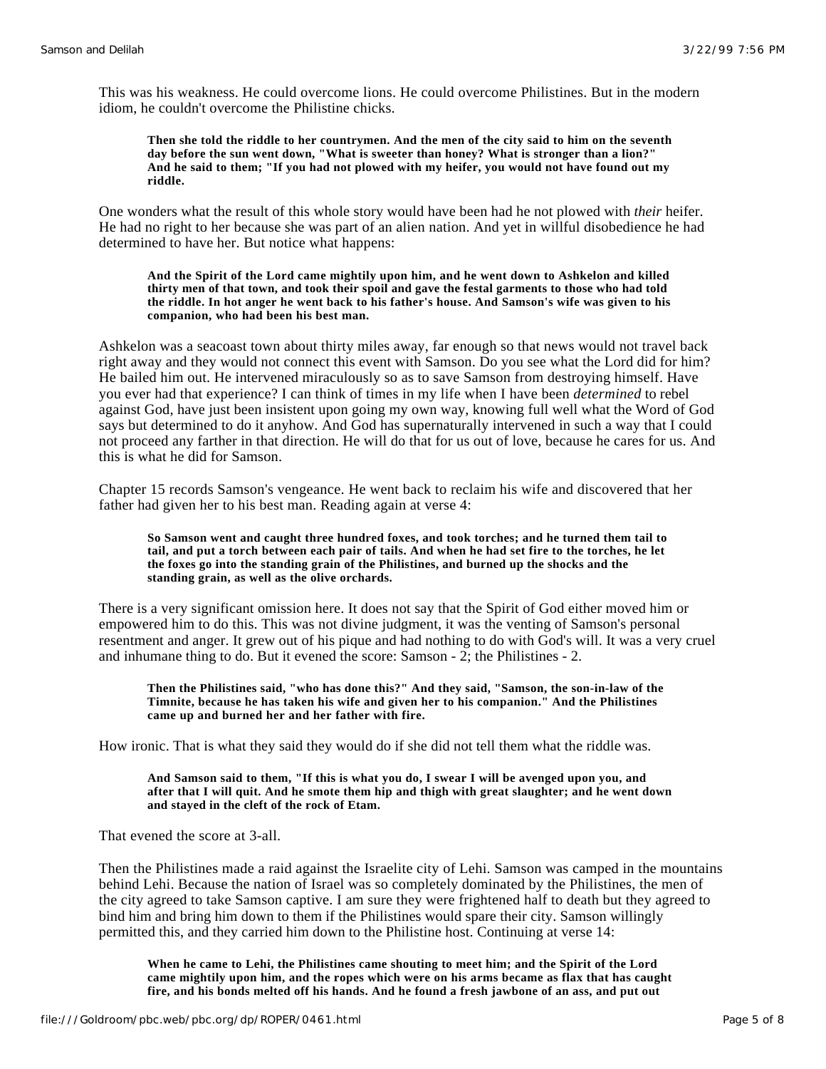This was his weakness. He could overcome lions. He could overcome Philistines. But in the modern idiom, he couldn't overcome the Philistine chicks.

> **Then she told the riddle to her countrymen. And the men of the city said to him on the seventh day before the sun went down, "What is sweeter than honey? What is stronger than a lion?" And he said to them; "If you had not plowed with my heifer, you would not have found out my riddle.**

One wonders what the result of this whole story would have been had he not plowed with *their* heifer. He had no right to her because she was part of an alien nation. And yet in willful disobedience he had determined to have her. But notice what happens:

> **And the Spirit of the Lord came mightily upon him, and he went down to Ashkelon and killed thirty men of that town, and took their spoil and gave the festal garments to those who had told the riddle. In hot anger he went back to his father's house. And Samson's wife was given to his companion, who had been his best man.**

Ashkelon was a seacoast town about thirty miles away, far enough so that news would not travel back right away and they would not connect this event with Samson. Do you see what the Lord did for him? He bailed him out. He intervened miraculously so as to save Samson from destroying himself. Have you ever had that experience? I can think of times in my life when I have been *determined* to rebel against God, have just been insistent upon going my own way, knowing full well what the Word of God says but determined to do it anyhow. And God has supernaturally intervened in such a way that I could not proceed any farther in that direction. He will do that for us out of love, because he cares for us. And this is what he did for Samson.

Chapter 15 records Samson's vengeance. He went back to reclaim his wife and discovered that her father had given her to his best man. Reading again at verse 4:

> **So Samson went and caught three hundred foxes, and took torches; and he turned them tail to tail, and put a torch between each pair of tails. And when he had set fire to the torches, he let the foxes go into the standing grain of the Philistines, and burned up the shocks and the standing grain, as well as the olive orchards.**

There is a very significant omission here. It does not say that the Spirit of God either moved him or empowered him to do this. This was not divine judgment, it was the venting of Samson's personal resentment and anger. It grew out of his pique and had nothing to do with God's will. It was a very cruel and inhumane thing to do. But it evened the score: Samson - 2; the Philistines - 2.

> **Then the Philistines said, "who has done this?" And they said, "Samson, the son-in-law of the Timnite, because he has taken his wife and given her to his companion." And the Philistines came up and burned her and her father with fire.**

How ironic. That is what they said they would do if she did not tell them what the riddle was.

> **And Samson said to them, "If this is what you do, I swear I will be avenged upon you, and after that I will quit. And he smote them hip and thigh with great slaughter; and he went down and stayed in the cleft of the rock of Etam.**

That evened the score at 3-all.

Then the Philistines made a raid against the Israelite city of Lehi. Samson was camped in the mountains behind Lehi. Because the nation of Israel was so completely dominated by the Philistines, the men of the city agreed to take Samson captive. I am sure they were frightened half to death but they agreed to bind him and bring him down to them if the Philistines would spare their city. Samson willingly permitted this, and they carried him down to the Philistine host. Continuing at verse 14:

> **When he came to Lehi, the Philistines came shouting to meet him; and the Spirit of the Lord came mightily upon him, and the ropes which were on his arms became as flax that has caught fire, and his bonds melted off his hands. And he found a fresh jawbone of an ass, and put out**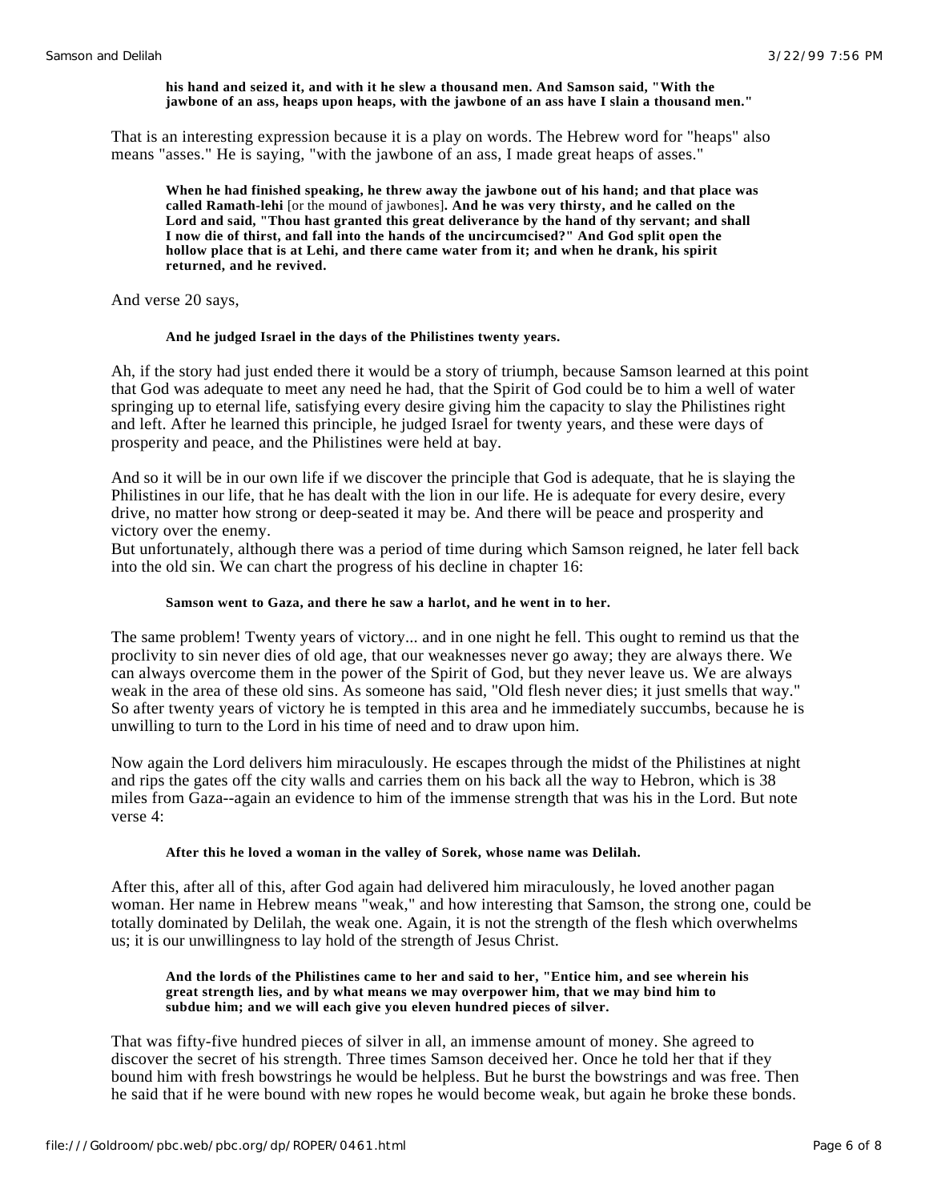> **his hand and seized it, and with it he slew a thousand men. And Samson said, "With the jawbone of an ass, heaps upon heaps, with the jawbone of an ass have I slain a thousand men."**

That is an interesting expression because it is a play on words. The Hebrew word for "heaps" also means "asses." He is saying, "with the jawbone of an ass, I made great heaps of asses."

> **When he had finished speaking, he threw away the jawbone out of his hand; and that place was called Ramath-lehi** [or the mound of jawbones]**. And he was very thirsty, and he called on the Lord and said, "Thou hast granted this great deliverance by the hand of thy servant; and shall I now die of thirst, and fall into the hands of the uncircumcised?" And God split open the hollow place that is at Lehi, and there came water from it; and when he drank, his spirit returned, and he revived.**

And verse 20 says,

> **And he judged Israel in the days of the Philistines twenty years.**

Ah, if the story had just ended there it would be a story of triumph, because Samson learned at this point that God was adequate to meet any need he had, that the Spirit of God could be to him a well of water springing up to eternal life, satisfying every desire giving him the capacity to slay the Philistines right and left. After he learned this principle, he judged Israel for twenty years, and these were days of prosperity and peace, and the Philistines were held at bay.

And so it will be in our own life if we discover the principle that God is adequate, that he is slaying the Philistines in our life, that he has dealt with the lion in our life. He is adequate for every desire, every drive, no matter how strong or deep-seated it may be. And there will be peace and prosperity and victory over the enemy.
But unfortunately, although there was a period of time during which Samson reigned, he later fell back into the old sin. We can chart the progress of his decline in chapter 16:

> **Samson went to Gaza, and there he saw a harlot, and he went in to her.**

The same problem! Twenty years of victory... and in one night he fell. This ought to remind us that the proclivity to sin never dies of old age, that our weaknesses never go away; they are always there. We can always overcome them in the power of the Spirit of God, but they never leave us. We are always weak in the area of these old sins. As someone has said, "Old flesh never dies; it just smells that way." So after twenty years of victory he is tempted in this area and he immediately succumbs, because he is unwilling to turn to the Lord in his time of need and to draw upon him.

Now again the Lord delivers him miraculously. He escapes through the midst of the Philistines at night and rips the gates off the city walls and carries them on his back all the way to Hebron, which is 38 miles from Gaza--again an evidence to him of the immense strength that was his in the Lord. But note verse 4:

> **After this he loved a woman in the valley of Sorek, whose name was Delilah.**

After this, after all of this, after God again had delivered him miraculously, he loved another pagan woman. Her name in Hebrew means "weak," and how interesting that Samson, the strong one, could be totally dominated by Delilah, the weak one. Again, it is not the strength of the flesh which overwhelms us; it is our unwillingness to lay hold of the strength of Jesus Christ.

> **And the lords of the Philistines came to her and said to her, "Entice him, and see wherein his great strength lies, and by what means we may overpower him, that we may bind him to subdue him; and we will each give you eleven hundred pieces of silver.**

That was fifty-five hundred pieces of silver in all, an immense amount of money. She agreed to discover the secret of his strength. Three times Samson deceived her. Once he told her that if they bound him with fresh bowstrings he would be helpless. But he burst the bowstrings and was free. Then he said that if he were bound with new ropes he would become weak, but again he broke these bonds.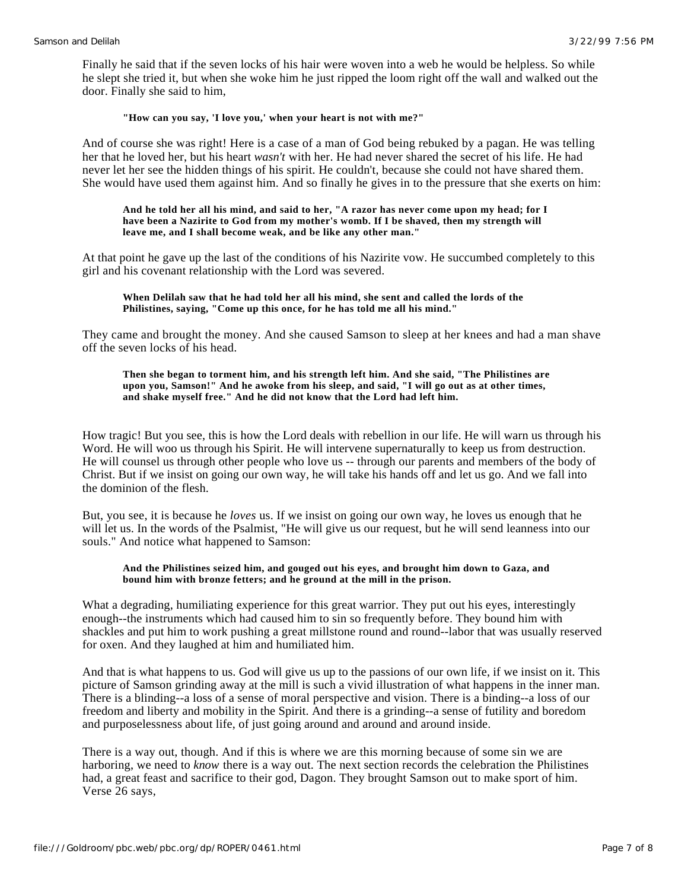Finally he said that if the seven locks of his hair were woven into a web he would be helpless. So while he slept she tried it, but when she woke him he just ripped the loom right off the wall and walked out the door. Finally she said to him,

> **"How can you say, 'I love you,' when your heart is not with me?"**

And of course she was right! Here is a case of a man of God being rebuked by a pagan. He was telling her that he loved her, but his heart *wasn't* with her. He had never shared the secret of his life. He had never let her see the hidden things of his spirit. He couldn't, because she could not have shared them. She would have used them against him. And so finally he gives in to the pressure that she exerts on him:

> **And he told her all his mind, and said to her, "A razor has never come upon my head; for I have been a Nazirite to God from my mother's womb. If I be shaved, then my strength will leave me, and I shall become weak, and be like any other man."**

At that point he gave up the last of the conditions of his Nazirite vow. He succumbed completely to this girl and his covenant relationship with the Lord was severed.

> **When Delilah saw that he had told her all his mind, she sent and called the lords of the Philistines, saying, "Come up this once, for he has told me all his mind."**

They came and brought the money. And she caused Samson to sleep at her knees and had a man shave off the seven locks of his head.

> **Then she began to torment him, and his strength left him. And she said, "The Philistines are upon you, Samson!" And he awoke from his sleep, and said, "I will go out as at other times, and shake myself free." And he did not know that the Lord had left him.**

How tragic! But you see, this is how the Lord deals with rebellion in our life. He will warn us through his Word. He will woo us through his Spirit. He will intervene supernaturally to keep us from destruction. He will counsel us through other people who love us -- through our parents and members of the body of Christ. But if we insist on going our own way, he will take his hands off and let us go. And we fall into the dominion of the flesh.

But, you see, it is because he *loves* us. If we insist on going our own way, he loves us enough that he will let us. In the words of the Psalmist, "He will give us our request, but he will send leanness into our souls." And notice what happened to Samson:

> **And the Philistines seized him, and gouged out his eyes, and brought him down to Gaza, and bound him with bronze fetters; and he ground at the mill in the prison.**

What a degrading, humiliating experience for this great warrior. They put out his eyes, interestingly enough--the instruments which had caused him to sin so frequently before. They bound him with shackles and put him to work pushing a great millstone round and round--labor that was usually reserved for oxen. And they laughed at him and humiliated him.

And that is what happens to us. God will give us up to the passions of our own life, if we insist on it. This picture of Samson grinding away at the mill is such a vivid illustration of what happens in the inner man. There is a blinding--a loss of a sense of moral perspective and vision. There is a binding--a loss of our freedom and liberty and mobility in the Spirit. And there is a grinding--a sense of futility and boredom and purposelessness about life, of just going around and around and around inside.

There is a way out, though. And if this is where we are this morning because of some sin we are harboring, we need to *know* there is a way out. The next section records the celebration the Philistines had, a great feast and sacrifice to their god, Dagon. They brought Samson out to make sport of him. Verse 26 says,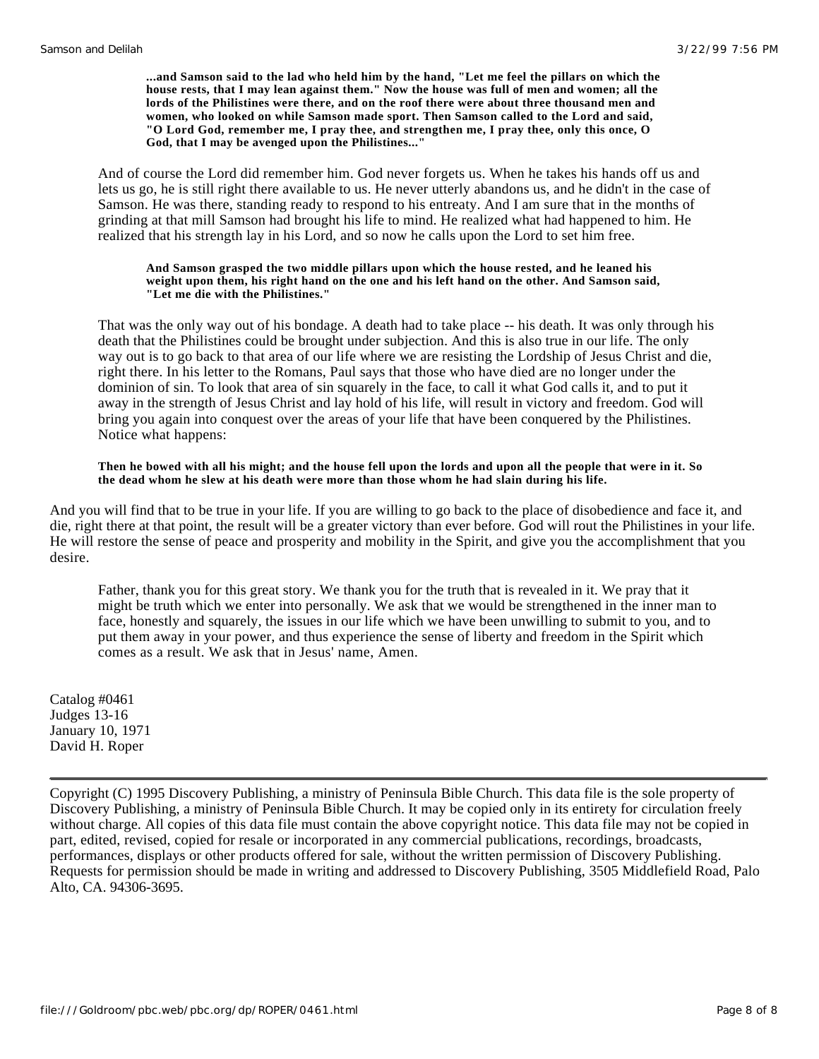> **...and Samson said to the lad who held him by the hand, "Let me feel the pillars on which the house rests, that I may lean against them." Now the house was full of men and women; all the lords of the Philistines were there, and on the roof there were about three thousand men and women, who looked on while Samson made sport. Then Samson called to the Lord and said, "O Lord God, remember me, I pray thee, and strengthen me, I pray thee, only this once, O God, that I may be avenged upon the Philistines..."**

And of course the Lord did remember him. God never forgets us. When he takes his hands off us and lets us go, he is still right there available to us. He never utterly abandons us, and he didn't in the case of Samson. He was there, standing ready to respond to his entreaty. And I am sure that in the months of grinding at that mill Samson had brought his life to mind. He realized what had happened to him. He realized that his strength lay in his Lord, and so now he calls upon the Lord to set him free.

> **And Samson grasped the two middle pillars upon which the house rested, and he leaned his weight upon them, his right hand on the one and his left hand on the other. And Samson said, "Let me die with the Philistines."**

That was the only way out of his bondage. A death had to take place -- his death. It was only through his death that the Philistines could be brought under subjection. And this is also true in our life. The only way out is to go back to that area of our life where we are resisting the Lordship of Jesus Christ and die, right there. In his letter to the Romans, Paul says that those who have died are no longer under the dominion of sin. To look that area of sin squarely in the face, to call it what God calls it, and to put it away in the strength of Jesus Christ and lay hold of his life, will result in victory and freedom. God will bring you again into conquest over the areas of your life that have been conquered by the Philistines. Notice what happens:

> **Then he bowed with all his might; and the house fell upon the lords and upon all the people that were in it. So the dead whom he slew at his death were more than those whom he had slain during his life.**

And you will find that to be true in your life. If you are willing to go back to the place of disobedience and face it, and die, right there at that point, the result will be a greater victory than ever before. God will rout the Philistines in your life. He will restore the sense of peace and prosperity and mobility in the Spirit, and give you the accomplishment that you desire.

Father, thank you for this great story. We thank you for the truth that is revealed in it. We pray that it might be truth which we enter into personally. We ask that we would be strengthened in the inner man to face, honestly and squarely, the issues in our life which we have been unwilling to submit to you, and to put them away in your power, and thus experience the sense of liberty and freedom in the Spirit which comes as a result. We ask that in Jesus' name, Amen.

Catalog #0461
Judges 13-16
January 10, 1971
David H. Roper

---

Copyright (C) 1995 Discovery Publishing, a ministry of Peninsula Bible Church. This data file is the sole property of Discovery Publishing, a ministry of Peninsula Bible Church. It may be copied only in its entirety for circulation freely without charge. All copies of this data file must contain the above copyright notice. This data file may not be copied in part, edited, revised, copied for resale or incorporated in any commercial publications, recordings, broadcasts, performances, displays or other products offered for sale, without the written permission of Discovery Publishing. Requests for permission should be made in writing and addressed to Discovery Publishing, 3505 Middlefield Road, Palo Alto, CA. 94306-3695.